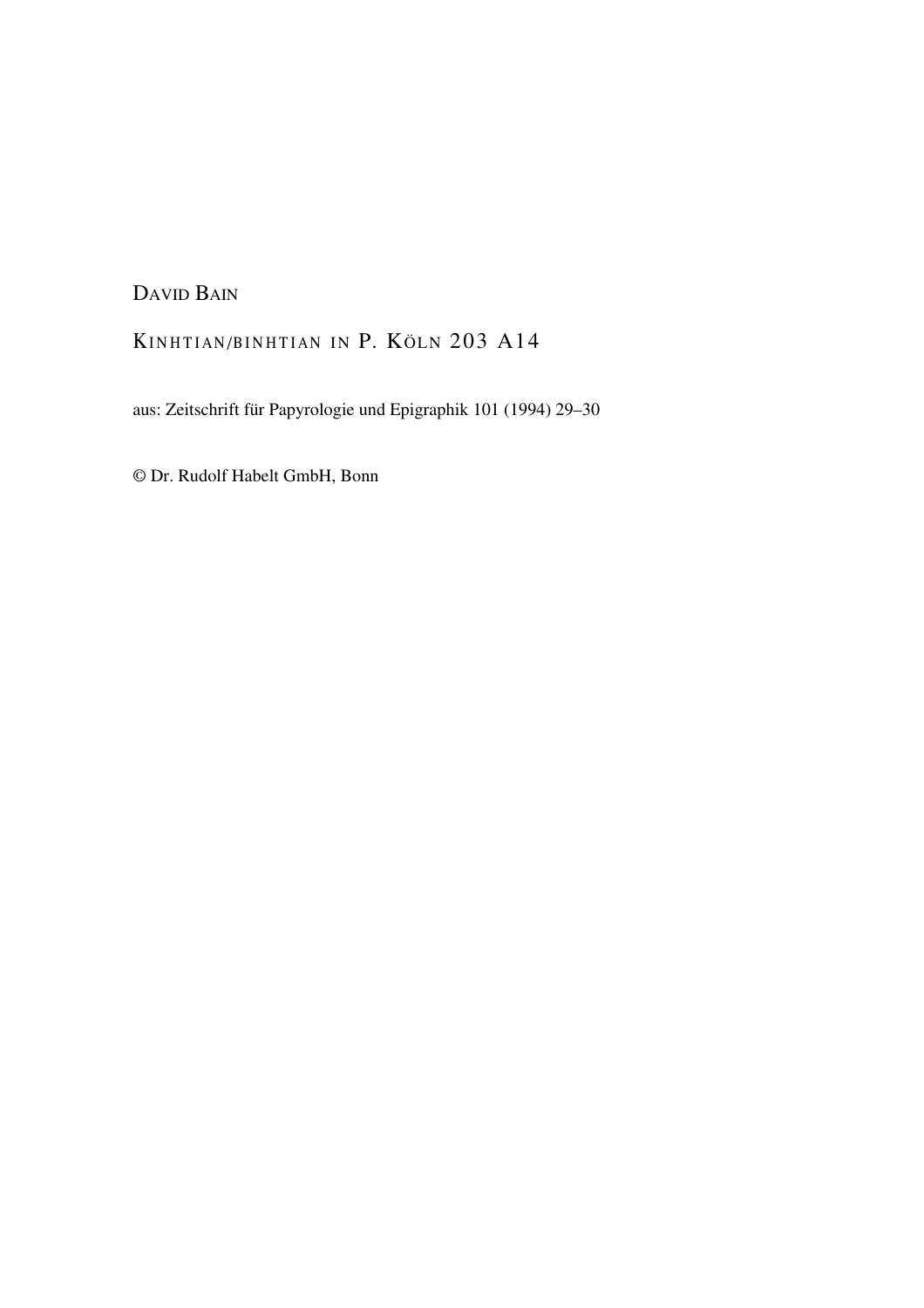DAVID BAIN

# KINHTIAN/BINHTIAN IN P. KÖLN 203 A14

aus: Zeitschrift für Papyrologie und Epigraphik 101 (1994) 29–30

© Dr. Rudolf Habelt GmbH, Bonn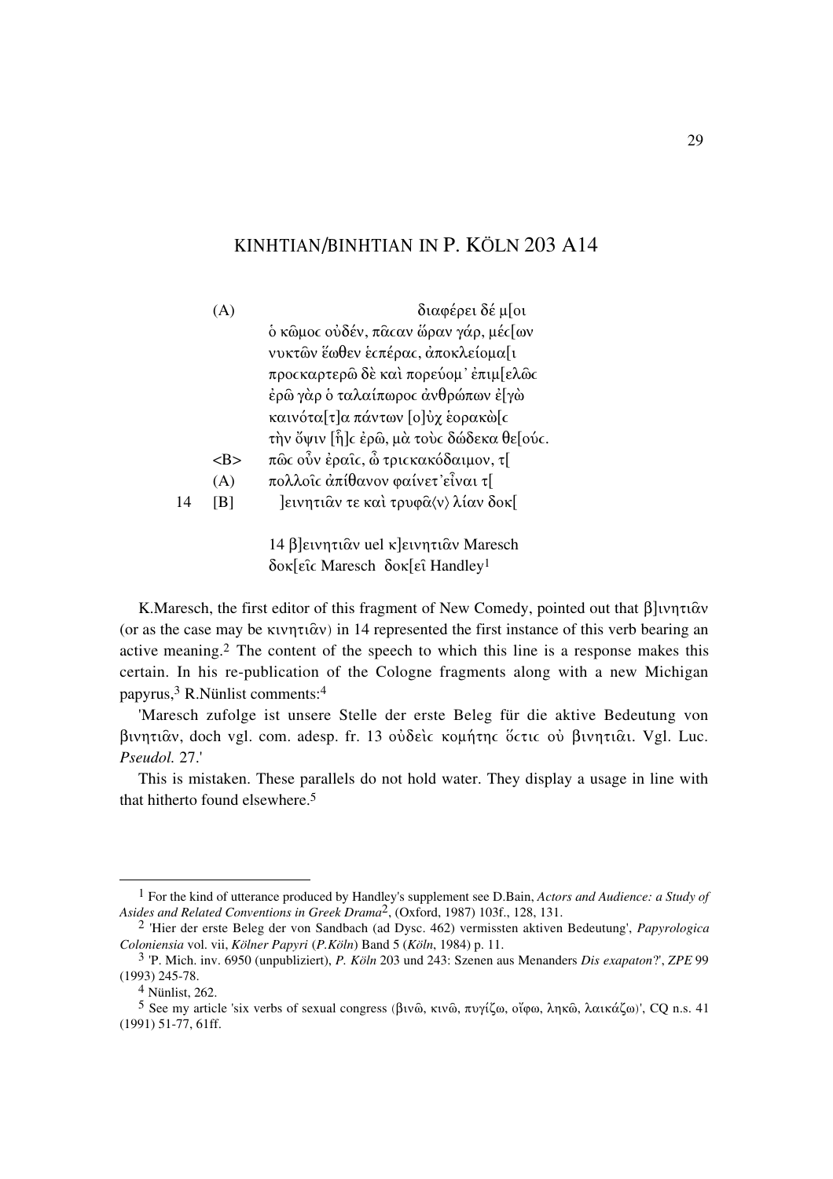# KINHTIAN/BINHTIAN IN P. KÖLN 203 A14

(A) διαφέρει δέ μ[οι
ὁ κῶμος οὐδέν, πᾶσαν ὥραν γάρ, μέσ[ων
νυκτῶν ἕωθεν ἑσπέρας, ἀποκλείομα[ι
προσκαρτερῶ δὲ καὶ πορεύομ᾽ ἐπιμ[ελῶς
ἐρῶ γὰρ ὁ ταλαίπωρος ἀνθρώπων ἐ[γὼ
καινότα[τ]α πάντων [ο]ὐχ ἑορακὼ[ς
τὴν ὄψιν [ἧ]ς ἐρῶ, μὰ τοὺς δώδεκα θε[ούς.

<B> πῶς οὖν ἐρᾷς, ὦ τρισκακόδαιμον, τ[

(A) πολλοῖς ἀπίθανον φαίνετ᾽ εἶναι τ[

14 [B] ]ειντιᾶν τε καὶ τρυφᾶ⟨ν⟩ λίαν δοκ[

14 β]εινητιᾶν uel κ]εινητιᾶν Maresch
δοκ[εῖς Maresch δοκ[εῖ Handley[1]

K.Maresch, the first editor of this fragment of New Comedy, pointed out that β]ινητιᾶν (or as the case may be κινητιᾶν) in 14 represented the first instance of this verb bearing an active meaning.[2] The content of the speech to which this line is a response makes this certain. In his re-publication of the Cologne fragments along with a new Michigan papyrus,[3] R.Nünlist comments:[4]

'Maresch zufolge ist unsere Stelle der erste Beleg für die aktive Bedeutung von βινητιᾶν, doch vgl. com. adesp. fr. 13 οὐδεὶς κομήτης ὅστις οὐ βινητιᾶι. Vgl. Luc. *Pseudol.* 27.'

This is mistaken. These parallels do not hold water. They display a usage in line with that hitherto found elsewhere.[5]

---

[1] For the kind of utterance produced by Handley's supplement see D.Bain, *Actors and Audience: a Study of Asides and Related Conventions in Greek Drama*², (Oxford, 1987) 103f., 128, 131.

[2] 'Hier der erste Beleg der von Sandbach (ad Dysc. 462) vermissten aktiven Bedeutung', *Papyrologica Coloniensia* vol. vii, *Kölner Papyri* (*P.Köln*) Band 5 (*Köln*, 1984) p. 11.

[3] 'P. Mich. inv. 6950 (unpubliziert), *P. Köln* 203 und 243: Szenen aus Menanders *Dis exapaton*?', *ZPE* 99 (1993) 245-78.

[4] Nünlist, 262.

[5] See my article 'six verbs of sexual congress (βινῶ, κινῶ, πυγίζω, οἴφω, ληκῶ, λαικάζω)', CQ n.s. 41 (1991) 51-77, 61ff.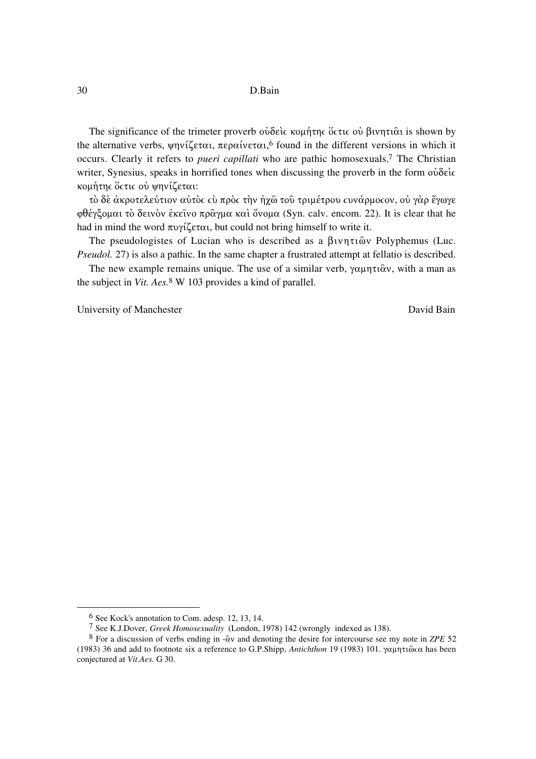The significance of the trimeter proverb οὐδεὶϲ κομήτηϲ ὅϲτιϲ οὐ βινητιᾶι is shown by the alternative verbs, ψηνίζεται, περαίνεται,[6] found in the different versions in which it occurs. Clearly it refers to *pueri capillati* who are pathic homosexuals.[7] The Christian writer, Synesius, speaks in horrified tones when discussing the proverb in the form οὐδεὶϲ κομήτηϲ ὅϲτιϲ οὐ ψηνίζεται:

τὸ δὲ ἀκροτελεύτιον αὐτὸϲ cὺ πρὸϲ τὴν ἠχῶ τοῦ τριμέτρου ϲυνάρμοϲον, οὐ γὰρ ἔγωγε φθέγξομαι τὸ δεινὸν ἐκεῖνο πρᾶγμα καὶ ὄνομα (Syn. calv. encom. 22). It is clear that he had in mind the word πυγίζεται, but could not bring himself to write it.

The pseudologistes of Lucian who is described as a βινητιῶν Polyphemus (Luc. *Pseudol.* 27) is also a pathic. In the same chapter a frustrated attempt at fellatio is described.

The new example remains unique. The use of a similar verb, γαμητιᾶν, with a man as the subject in *Vit. Aes.*[8] W 103 provides a kind of parallel.

University of Manchester David Bain

---

[6] See Kock's annotation to Com. adesp. 12, 13, 14.

[7] See K.J.Dover, *Greek Homosexuality* (London, 1978) 142 (wrongly indexed as 138).

[8] For a discussion of verbs ending in -ᾶν and denoting the desire for intercourse see my note in *ZPE* 52 (1983) 36 and add to footnote six a reference to G.P.Shipp, *Antichthon* 19 (1983) 101. γαμητιῶϲα has been conjectured at *Vit.Aes.* G 30.